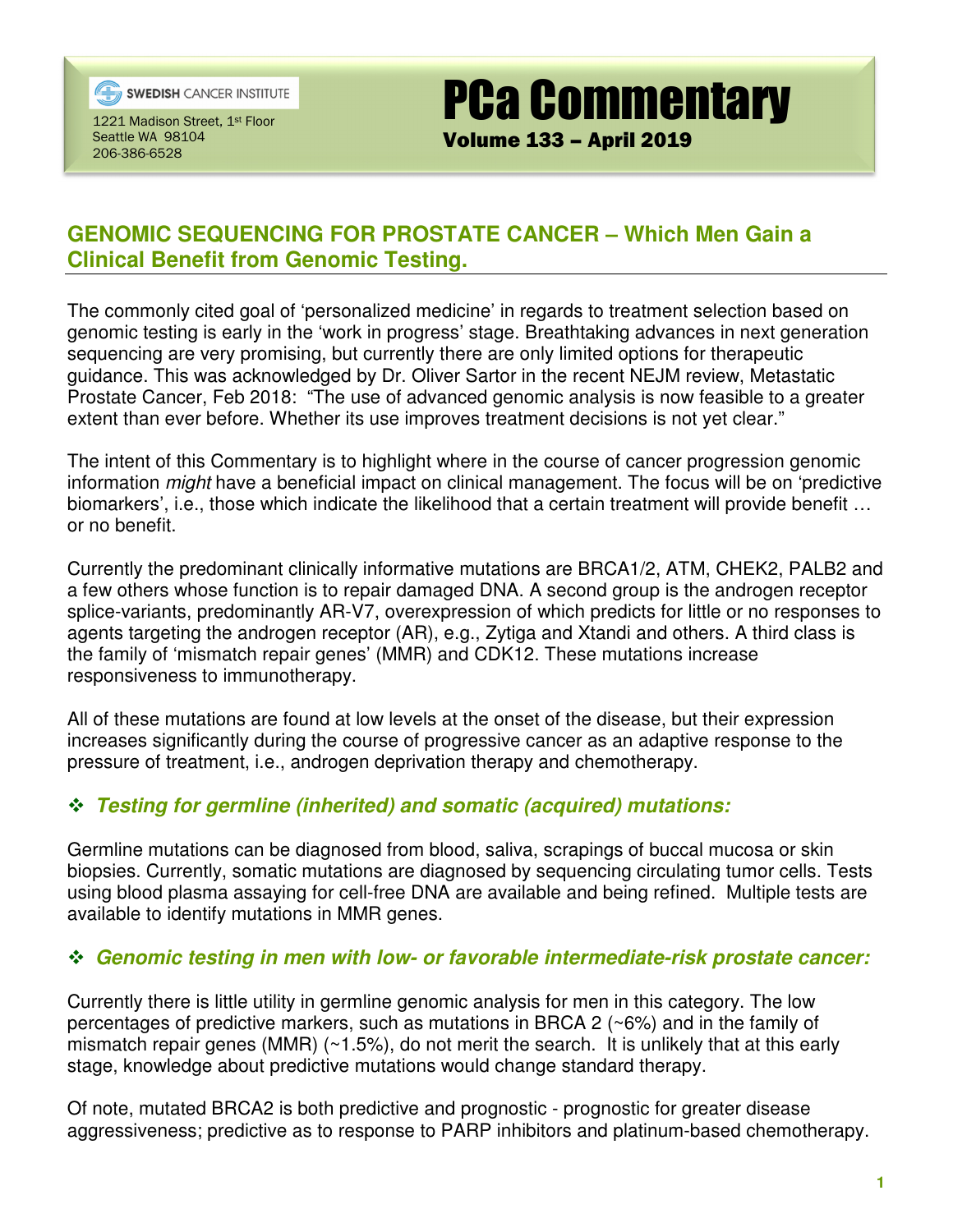SWEDISH CANCER INSTITUTE

1221 Madison Street, 1st Floor
Seattle WA 98104
206-386-6528

# PCa Commentary

**Volume 133 – April 2019**

## GENOMIC SEQUENCING FOR PROSTATE CANCER – Which Men Gain a Clinical Benefit from Genomic Testing.

The commonly cited goal of 'personalized medicine' in regards to treatment selection based on genomic testing is early in the 'work in progress' stage. Breathtaking advances in next generation sequencing are very promising, but currently there are only limited options for therapeutic guidance. This was acknowledged by Dr. Oliver Sartor in the recent NEJM review, Metastatic Prostate Cancer, Feb 2018: "The use of advanced genomic analysis is now feasible to a greater extent than ever before. Whether its use improves treatment decisions is not yet clear."

The intent of this Commentary is to highlight where in the course of cancer progression genomic information *might* have a beneficial impact on clinical management. The focus will be on 'predictive biomarkers', i.e., those which indicate the likelihood that a certain treatment will provide benefit … or no benefit.

Currently the predominant clinically informative mutations are BRCA1/2, ATM, CHEK2, PALB2 and a few others whose function is to repair damaged DNA. A second group is the androgen receptor splice-variants, predominantly AR-V7, overexpression of which predicts for little or no responses to agents targeting the androgen receptor (AR), e.g., Zytiga and Xtandi and others. A third class is the family of 'mismatch repair genes' (MMR) and CDK12. These mutations increase responsiveness to immunotherapy.

All of these mutations are found at low levels at the onset of the disease, but their expression increases significantly during the course of progressive cancer as an adaptive response to the pressure of treatment, i.e., androgen deprivation therapy and chemotherapy.

### ❖ *Testing for germline (inherited) and somatic (acquired) mutations:*

Germline mutations can be diagnosed from blood, saliva, scrapings of buccal mucosa or skin biopsies. Currently, somatic mutations are diagnosed by sequencing circulating tumor cells. Tests using blood plasma assaying for cell-free DNA are available and being refined. Multiple tests are available to identify mutations in MMR genes.

### ❖ *Genomic testing in men with low- or favorable intermediate-risk prostate cancer:*

Currently there is little utility in germline genomic analysis for men in this category. The low percentages of predictive markers, such as mutations in BRCA 2 (~6%) and in the family of mismatch repair genes (MMR) (~1.5%), do not merit the search. It is unlikely that at this early stage, knowledge about predictive mutations would change standard therapy.

Of note, mutated BRCA2 is both predictive and prognostic - prognostic for greater disease aggressiveness; predictive as to response to PARP inhibitors and platinum-based chemotherapy.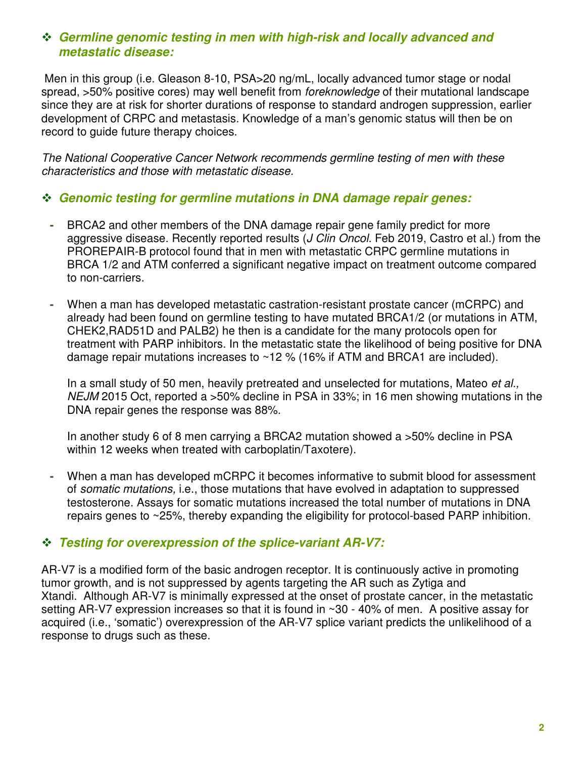## ❖ *Germline genomic testing in men with high-risk and locally advanced and metastatic disease:*

Men in this group (i.e. Gleason 8-10, PSA>20 ng/mL, locally advanced tumor stage or nodal spread, >50% positive cores) may well benefit from *foreknowledge* of their mutational landscape since they are at risk for shorter durations of response to standard androgen suppression, earlier development of CRPC and metastasis. Knowledge of a man's genomic status will then be on record to guide future therapy choices.

*The National Cooperative Cancer Network recommends germline testing of men with these characteristics and those with metastatic disease.*

## ❖ *Genomic testing for germline mutations in DNA damage repair genes:*

- BRCA2 and other members of the DNA damage repair gene family predict for more aggressive disease. Recently reported results (*J Clin Oncol.* Feb 2019, Castro et al.) from the PROREPAIR-B protocol found that in men with metastatic CRPC germline mutations in BRCA 1/2 and ATM conferred a significant negative impact on treatment outcome compared to non-carriers.

- When a man has developed metastatic castration-resistant prostate cancer (mCRPC) and already had been found on germline testing to have mutated BRCA1/2 (or mutations in ATM, CHEK2,RAD51D and PALB2) he then is a candidate for the many protocols open for treatment with PARP inhibitors. In the metastatic state the likelihood of being positive for DNA damage repair mutations increases to ~12 % (16% if ATM and BRCA1 are included).

  In a small study of 50 men, heavily pretreated and unselected for mutations, Mateo *et al., NEJM* 2015 Oct, reported a >50% decline in PSA in 33%; in 16 men showing mutations in the DNA repair genes the response was 88%.

  In another study 6 of 8 men carrying a BRCA2 mutation showed a >50% decline in PSA within 12 weeks when treated with carboplatin/Taxotere).

- When a man has developed mCRPC it becomes informative to submit blood for assessment of *somatic mutations,* i.e., those mutations that have evolved in adaptation to suppressed testosterone. Assays for somatic mutations increased the total number of mutations in DNA repairs genes to ~25%, thereby expanding the eligibility for protocol-based PARP inhibition.

## ❖ *Testing for overexpression of the splice-variant AR-V7:*

AR-V7 is a modified form of the basic androgen receptor. It is continuously active in promoting tumor growth, and is not suppressed by agents targeting the AR such as Zytiga and Xtandi. Although AR-V7 is minimally expressed at the onset of prostate cancer, in the metastatic setting AR-V7 expression increases so that it is found in ~30 - 40% of men. A positive assay for acquired (i.e., 'somatic') overexpression of the AR-V7 splice variant predicts the unlikelihood of a response to drugs such as these.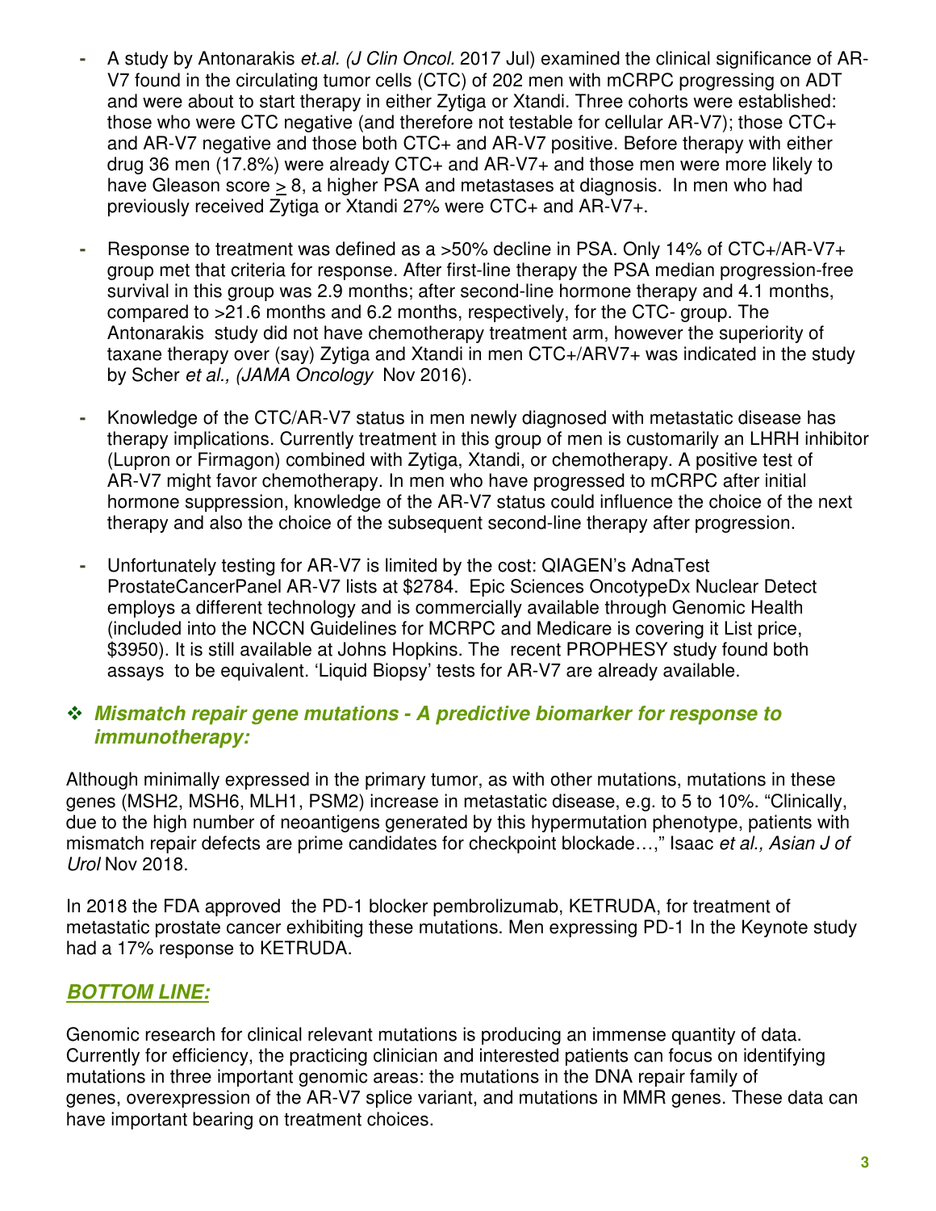- A study by Antonarakis *et.al. (J Clin Oncol.* 2017 Jul) examined the clinical significance of AR-V7 found in the circulating tumor cells (CTC) of 202 men with mCRPC progressing on ADT and were about to start therapy in either Zytiga or Xtandi. Three cohorts were established: those who were CTC negative (and therefore not testable for cellular AR-V7); those CTC+ and AR-V7 negative and those both CTC+ and AR-V7 positive. Before therapy with either drug 36 men (17.8%) were already CTC+ and AR-V7+ and those men were more likely to have Gleason score $\geq$ 8, a higher PSA and metastases at diagnosis. In men who had previously received Zytiga or Xtandi 27% were CTC+ and AR-V7+.

- Response to treatment was defined as a >50% decline in PSA. Only 14% of CTC+/AR-V7+ group met that criteria for response. After first-line therapy the PSA median progression-free survival in this group was 2.9 months; after second-line hormone therapy and 4.1 months, compared to >21.6 months and 6.2 months, respectively, for the CTC- group. The Antonarakis study did not have chemotherapy treatment arm, however the superiority of taxane therapy over (say) Zytiga and Xtandi in men CTC+/ARV7+ was indicated in the study by Scher *et al., (JAMA Oncology* Nov 2016).

- Knowledge of the CTC/AR-V7 status in men newly diagnosed with metastatic disease has therapy implications. Currently treatment in this group of men is customarily an LHRH inhibitor (Lupron or Firmagon) combined with Zytiga, Xtandi, or chemotherapy. A positive test of AR-V7 might favor chemotherapy. In men who have progressed to mCRPC after initial hormone suppression, knowledge of the AR-V7 status could influence the choice of the next therapy and also the choice of the subsequent second-line therapy after progression.

- Unfortunately testing for AR-V7 is limited by the cost: QIAGEN's AdnaTest ProstateCancerPanel AR-V7 lists at $2784. Epic Sciences OncotypeDx Nuclear Detect employs a different technology and is commercially available through Genomic Health (included into the NCCN Guidelines for MCRPC and Medicare is covering it List price, $3950). It is still available at Johns Hopkins. The recent PROPHESY study found both assays to be equivalent. 'Liquid Biopsy' tests for AR-V7 are already available.

### ❖ *Mismatch repair gene mutations - A predictive biomarker for response to immunotherapy:*

Although minimally expressed in the primary tumor, as with other mutations, mutations in these genes (MSH2, MSH6, MLH1, PSM2) increase in metastatic disease, e.g. to 5 to 10%. "Clinically, due to the high number of neoantigens generated by this hypermutation phenotype, patients with mismatch repair defects are prime candidates for checkpoint blockade…," Isaac *et al., Asian J of Urol* Nov 2018.

In 2018 the FDA approved the PD-1 blocker pembrolizumab, KETRUDA, for treatment of metastatic prostate cancer exhibiting these mutations. Men expressing PD-1 In the Keynote study had a 17% response to KETRUDA.

## ***BOTTOM LINE:***

Genomic research for clinical relevant mutations is producing an immense quantity of data. Currently for efficiency, the practicing clinician and interested patients can focus on identifying mutations in three important genomic areas: the mutations in the DNA repair family of genes, overexpression of the AR-V7 splice variant, and mutations in MMR genes. These data can have important bearing on treatment choices.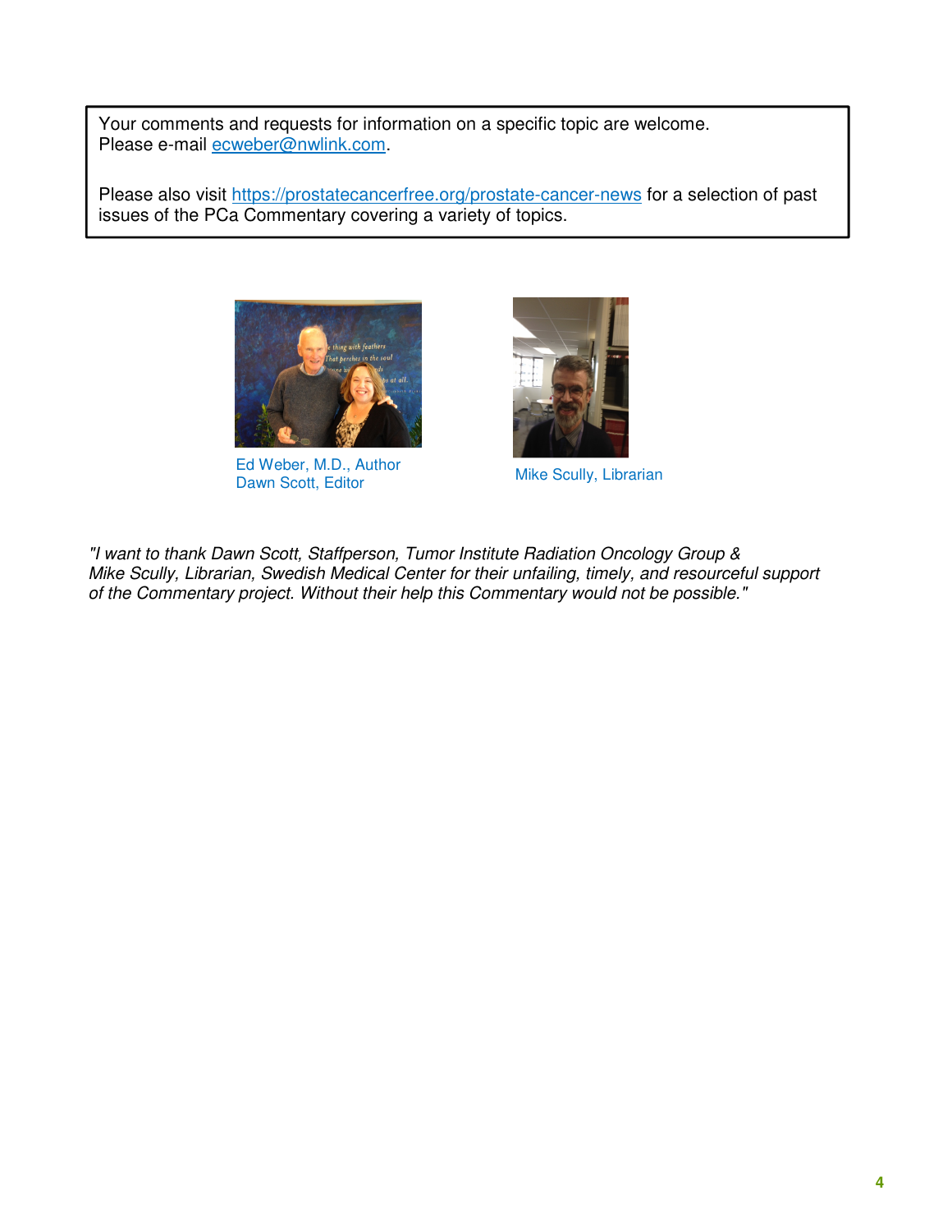Your comments and requests for information on a specific topic are welcome.
Please e-mail ecweber@nwlink.com.

Please also visit https://prostatecancerfree.org/prostate-cancer-news for a selection of past issues of the PCa Commentary covering a variety of topics.

Ed Weber, M.D., Author
Dawn Scott, Editor

Mike Scully, Librarian

*"I want to thank Dawn Scott, Staffperson, Tumor Institute Radiation Oncology Group & Mike Scully, Librarian, Swedish Medical Center for their unfailing, timely, and resourceful support of the Commentary project. Without their help this Commentary would not be possible."*